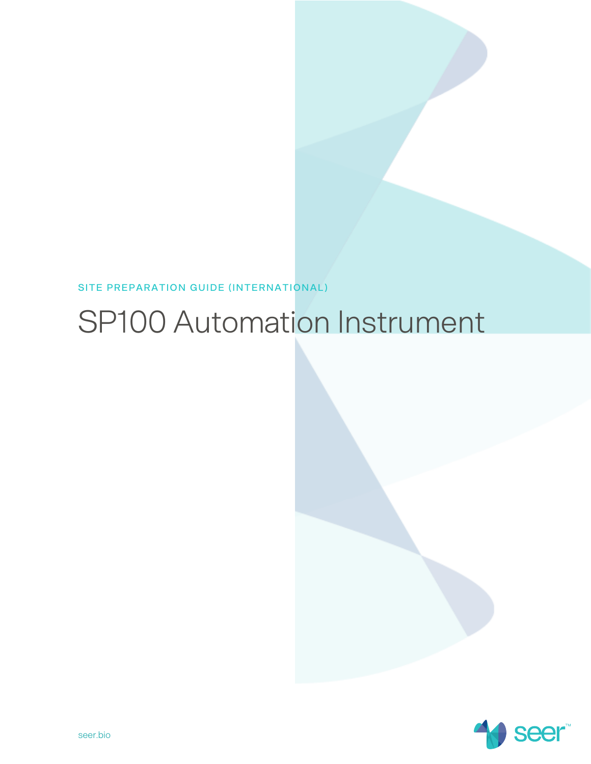SITE PREPARATION GUIDE (INTERNATIONAL)

# SP100 Automation Instrument

seer.bio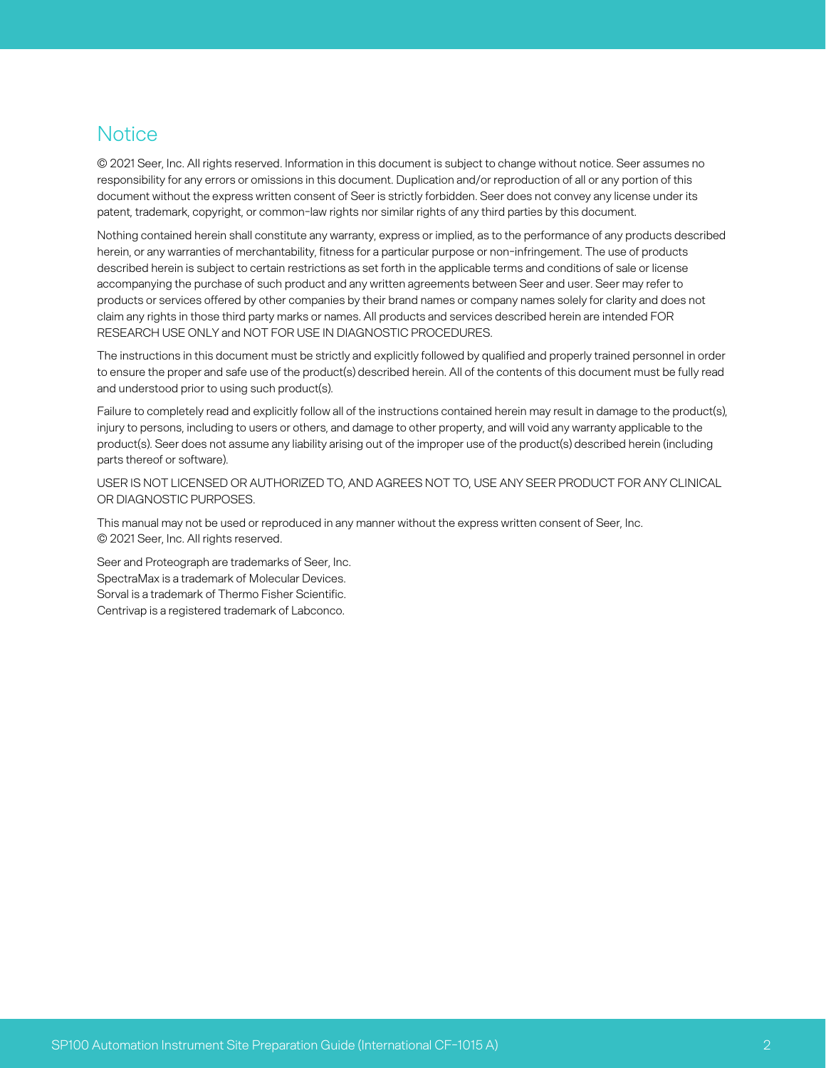# Notice

© 2021 Seer, Inc. All rights reserved. Information in this document is subject to change without notice. Seer assumes no responsibility for any errors or omissions in this document. Duplication and/or reproduction of all or any portion of this document without the express written consent of Seer is strictly forbidden. Seer does not convey any license under its patent, trademark, copyright, or common-law rights nor similar rights of any third parties by this document.

Nothing contained herein shall constitute any warranty, express or implied, as to the performance of any products described herein, or any warranties of merchantability, fitness for a particular purpose or non-infringement. The use of products described herein is subject to certain restrictions as set forth in the applicable terms and conditions of sale or license accompanying the purchase of such product and any written agreements between Seer and user. Seer may refer to products or services offered by other companies by their brand names or company names solely for clarity and does not claim any rights in those third party marks or names. All products and services described herein are intended FOR RESEARCH USE ONLY and NOT FOR USE IN DIAGNOSTIC PROCEDURES.

The instructions in this document must be strictly and explicitly followed by qualified and properly trained personnel in order to ensure the proper and safe use of the product(s) described herein. All of the contents of this document must be fully read and understood prior to using such product(s).

Failure to completely read and explicitly follow all of the instructions contained herein may result in damage to the product(s), injury to persons, including to users or others, and damage to other property, and will void any warranty applicable to the product(s). Seer does not assume any liability arising out of the improper use of the product(s) described herein (including parts thereof or software).

USER IS NOT LICENSED OR AUTHORIZED TO, AND AGREES NOT TO, USE ANY SEER PRODUCT FOR ANY CLINICAL OR DIAGNOSTIC PURPOSES.

This manual may not be used or reproduced in any manner without the express written consent of Seer, Inc.
© 2021 Seer, Inc. All rights reserved.

Seer and Proteograph are trademarks of Seer, Inc.
SpectraMax is a trademark of Molecular Devices.
Sorval is a trademark of Thermo Fisher Scientific.
Centrivap is a registered trademark of Labconco.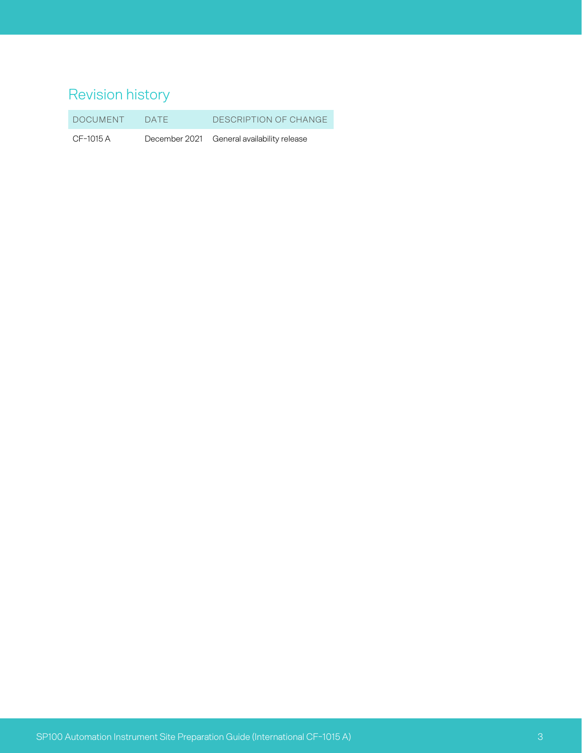## Revision history

| DOCUMENT | DATE | DESCRIPTION OF CHANGE |
|---|---|---|
| CF-1015 A | December 2021 | General availability release |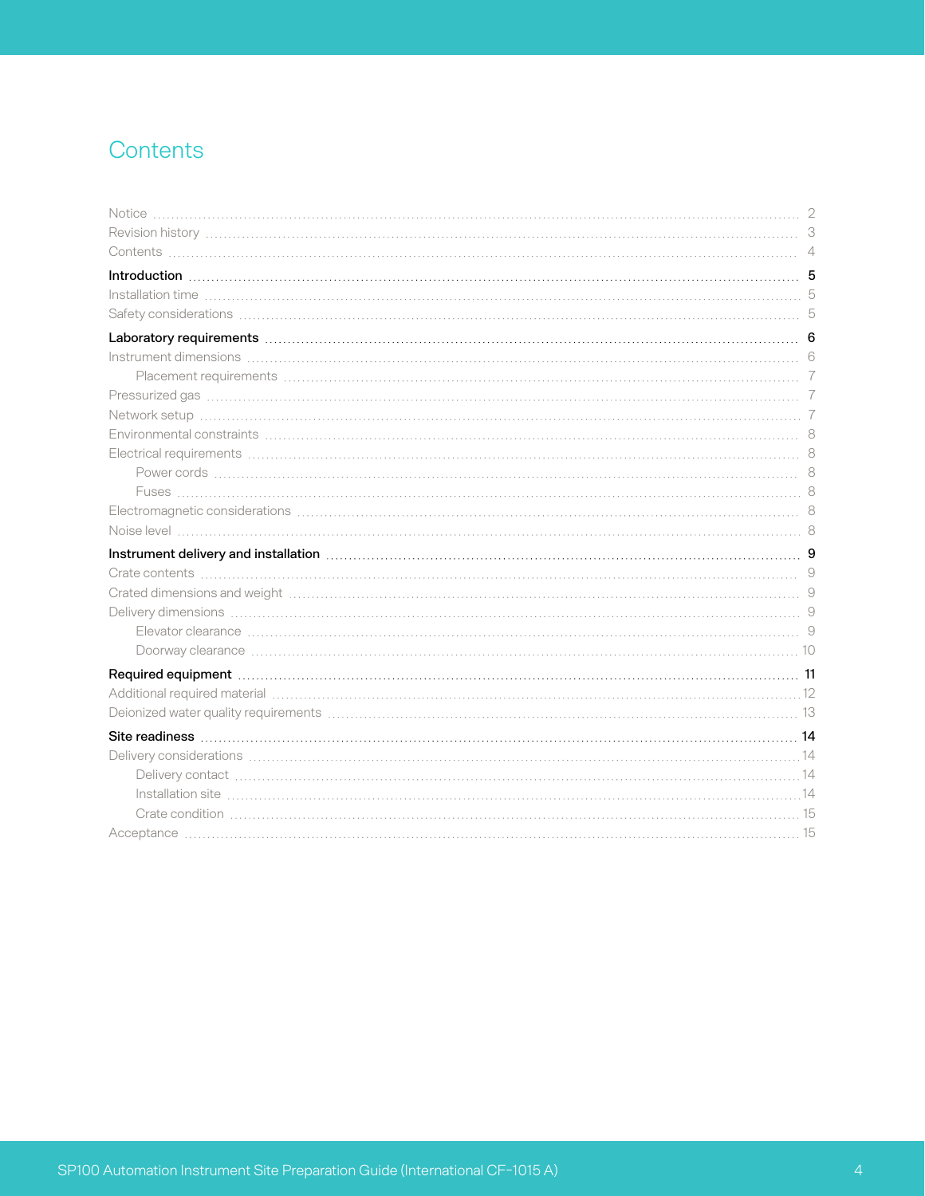# Contents

Notice ........ 2
Revision history ........ 3
Contents ........ 4

**Introduction ........ 5**
Installation time ........ 5
Safety considerations ........ 5

**Laboratory requirements ........ 6**
Instrument dimensions ........ 6
- Placement requirements ........ 7

Pressurized gas ........ 7
Network setup ........ 7
Environmental constraints ........ 8
Electrical requirements ........ 8
- Power cords ........ 8
- Fuses ........ 8

Electromagnetic considerations ........ 8
Noise level ........ 8

**Instrument delivery and installation ........ 9**
Crate contents ........ 9
Crated dimensions and weight ........ 9
Delivery dimensions ........ 9
- Elevator clearance ........ 9
- Doorway clearance ........ 10

**Required equipment ........ 11**
Additional required material ........ 12
Deionized water quality requirements ........ 13

**Site readiness ........ 14**
Delivery considerations ........ 14
- Delivery contact ........ 14
- Installation site ........ 14
- Crate condition ........ 15

Acceptance ........ 15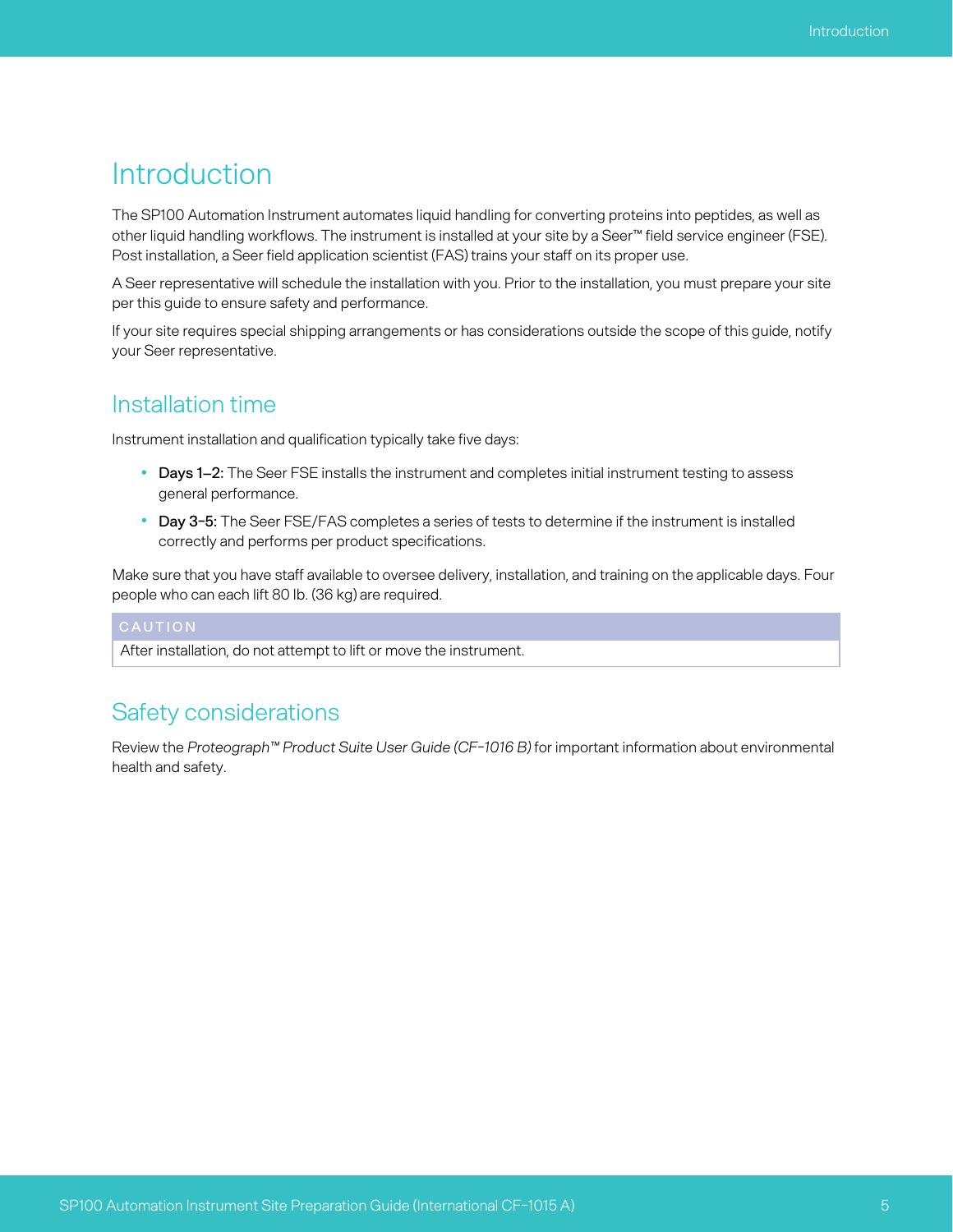# Introduction

The SP100 Automation Instrument automates liquid handling for converting proteins into peptides, as well as other liquid handling workflows. The instrument is installed at your site by a Seer™ field service engineer (FSE). Post installation, a Seer field application scientist (FAS) trains your staff on its proper use.

A Seer representative will schedule the installation with you. Prior to the installation, you must prepare your site per this guide to ensure safety and performance.

If your site requires special shipping arrangements or has considerations outside the scope of this guide, notify your Seer representative.

## Installation time

Instrument installation and qualification typically take five days:

- **Days 1–2:** The Seer FSE installs the instrument and completes initial instrument testing to assess general performance.
- **Day 3–5:** The Seer FSE/FAS completes a series of tests to determine if the instrument is installed correctly and performs per product specifications.

Make sure that you have staff available to oversee delivery, installation, and training on the applicable days. Four people who can each lift 80 lb. (36 kg) are required.

> **CAUTION**
>
> After installation, do not attempt to lift or move the instrument.

## Safety considerations

Review the *Proteograph™ Product Suite User Guide (CF-1016 B)* for important information about environmental health and safety.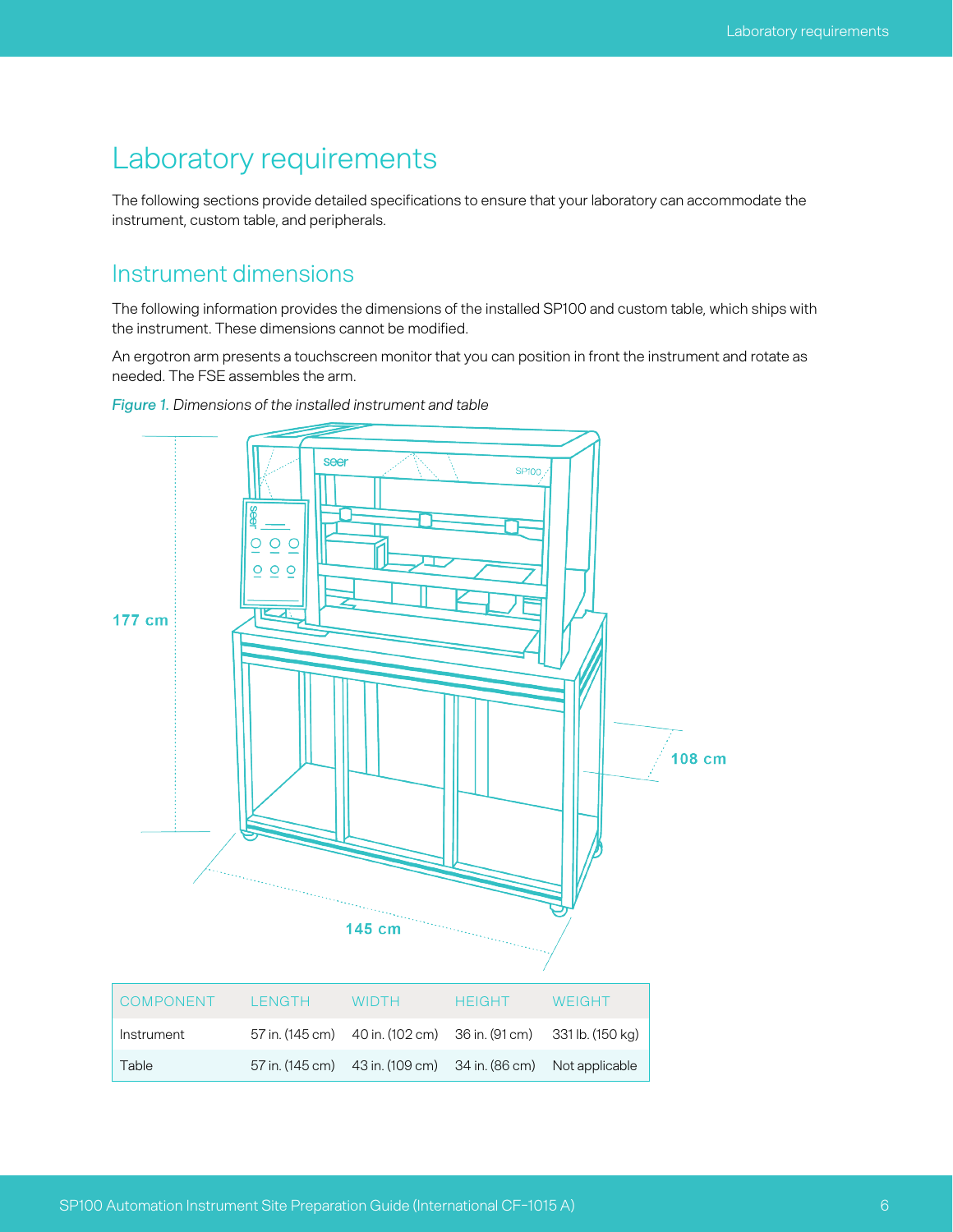# Laboratory requirements

The following sections provide detailed specifications to ensure that your laboratory can accommodate the instrument, custom table, and peripherals.

## Instrument dimensions

The following information provides the dimensions of the installed SP100 and custom table, which ships with the instrument. These dimensions cannot be modified.

An ergotron arm presents a touchscreen monitor that you can position in front the instrument and rotate as needed. The FSE assembles the arm.

*Figure 1. Dimensions of the installed instrument and table*

| COMPONENT | LENGTH | WIDTH | HEIGHT | WEIGHT |
|---|---|---|---|---|
| Instrument | 57 in. (145 cm) | 40 in. (102 cm) | 36 in. (91 cm) | 331 lb. (150 kg) |
| Table | 57 in. (145 cm) | 43 in. (109 cm) | 34 in. (86 cm) | Not applicable |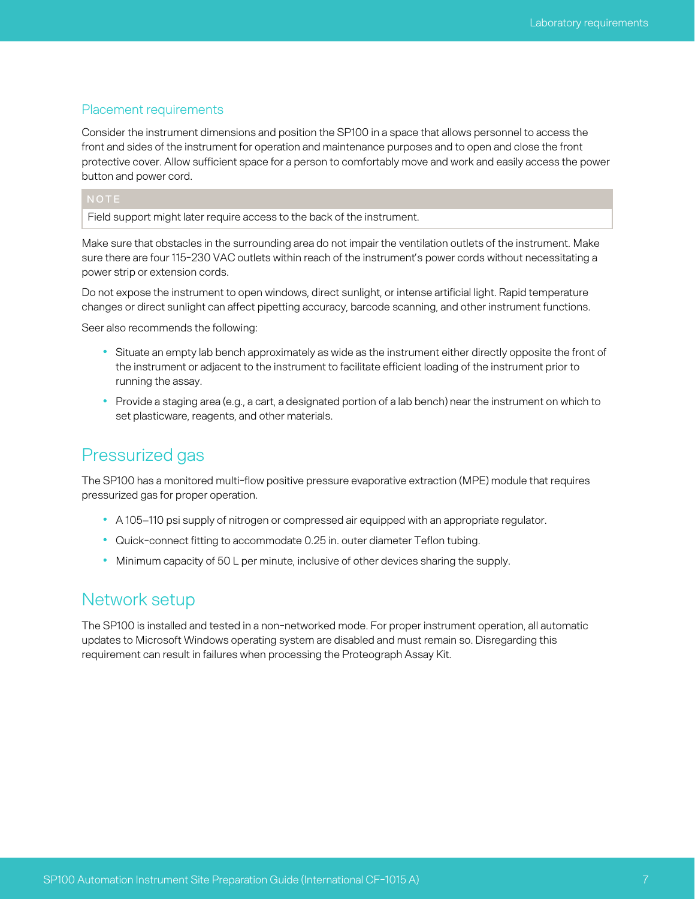### Placement requirements

Consider the instrument dimensions and position the SP100 in a space that allows personnel to access the front and sides of the instrument for operation and maintenance purposes and to open and close the front protective cover. Allow sufficient space for a person to comfortably move and work and easily access the power button and power cord.

> **NOTE**
>
> Field support might later require access to the back of the instrument.

Make sure that obstacles in the surrounding area do not impair the ventilation outlets of the instrument. Make sure there are four 115–230 VAC outlets within reach of the instrument's power cords without necessitating a power strip or extension cords.

Do not expose the instrument to open windows, direct sunlight, or intense artificial light. Rapid temperature changes or direct sunlight can affect pipetting accuracy, barcode scanning, and other instrument functions.

Seer also recommends the following:

- Situate an empty lab bench approximately as wide as the instrument either directly opposite the front of the instrument or adjacent to the instrument to facilitate efficient loading of the instrument prior to running the assay.
- Provide a staging area (e.g., a cart, a designated portion of a lab bench) near the instrument on which to set plasticware, reagents, and other materials.

## Pressurized gas

The SP100 has a monitored multi-flow positive pressure evaporative extraction (MPE) module that requires pressurized gas for proper operation.

- A 105–110 psi supply of nitrogen or compressed air equipped with an appropriate regulator.
- Quick-connect fitting to accommodate 0.25 in. outer diameter Teflon tubing.
- Minimum capacity of 50 L per minute, inclusive of other devices sharing the supply.

## Network setup

The SP100 is installed and tested in a non-networked mode. For proper instrument operation, all automatic updates to Microsoft Windows operating system are disabled and must remain so. Disregarding this requirement can result in failures when processing the Proteograph Assay Kit.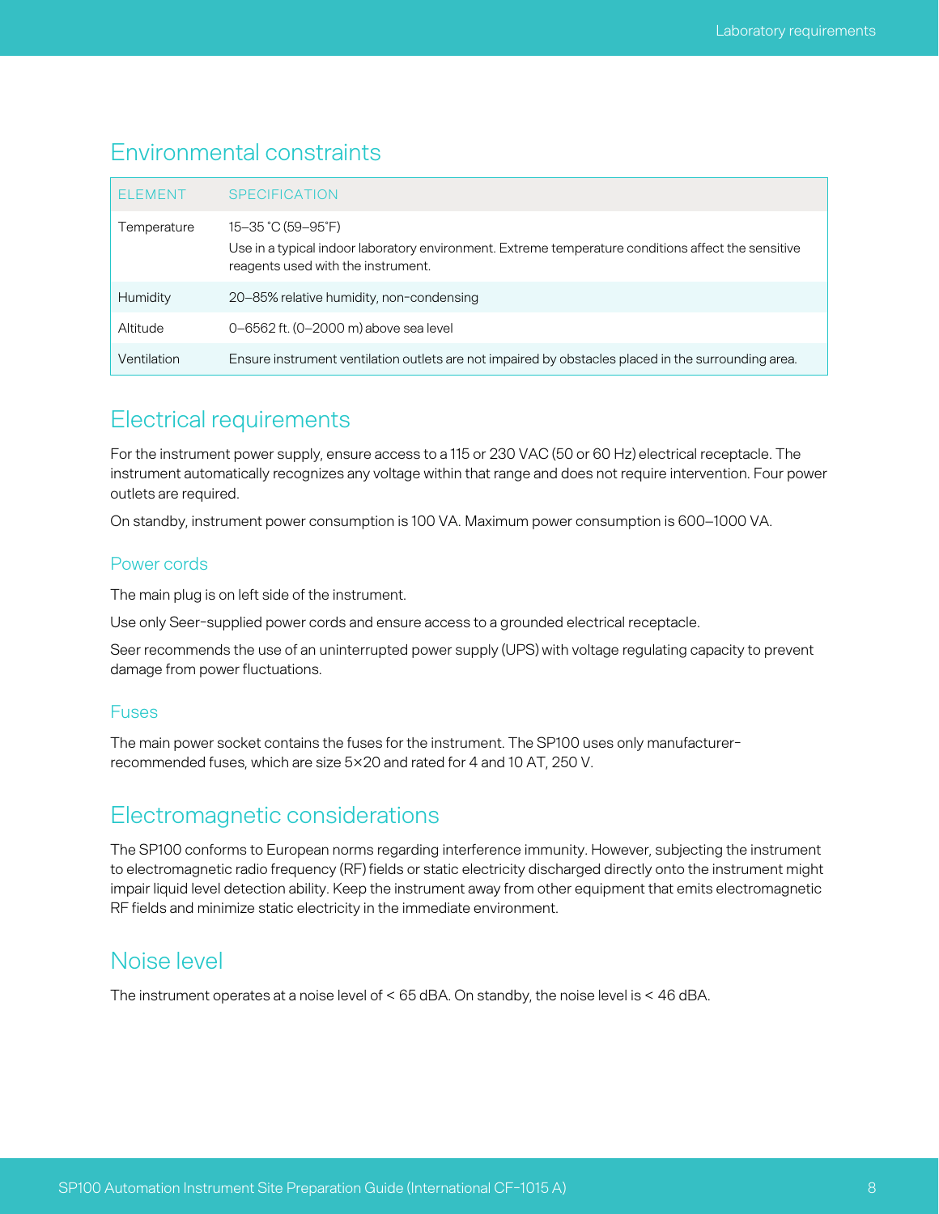## Environmental constraints

| ELEMENT | SPECIFICATION |
| --- | --- |
| Temperature | 15–35 °C (59–95°F)<br>Use in a typical indoor laboratory environment. Extreme temperature conditions affect the sensitive reagents used with the instrument. |
| Humidity | 20–85% relative humidity, non-condensing |
| Altitude | 0–6562 ft. (0–2000 m) above sea level |
| Ventilation | Ensure instrument ventilation outlets are not impaired by obstacles placed in the surrounding area. |

## Electrical requirements

For the instrument power supply, ensure access to a 115 or 230 VAC (50 or 60 Hz) electrical receptacle. The instrument automatically recognizes any voltage within that range and does not require intervention. Four power outlets are required.

On standby, instrument power consumption is 100 VA. Maximum power consumption is 600–1000 VA.

### Power cords

The main plug is on left side of the instrument.

Use only Seer-supplied power cords and ensure access to a grounded electrical receptacle.

Seer recommends the use of an uninterrupted power supply (UPS) with voltage regulating capacity to prevent damage from power fluctuations.

### Fuses

The main power socket contains the fuses for the instrument. The SP100 uses only manufacturer-recommended fuses, which are size 5×20 and rated for 4 and 10 AT, 250 V.

## Electromagnetic considerations

The SP100 conforms to European norms regarding interference immunity. However, subjecting the instrument to electromagnetic radio frequency (RF) fields or static electricity discharged directly onto the instrument might impair liquid level detection ability. Keep the instrument away from other equipment that emits electromagnetic RF fields and minimize static electricity in the immediate environment.

## Noise level

The instrument operates at a noise level of < 65 dBA. On standby, the noise level is < 46 dBA.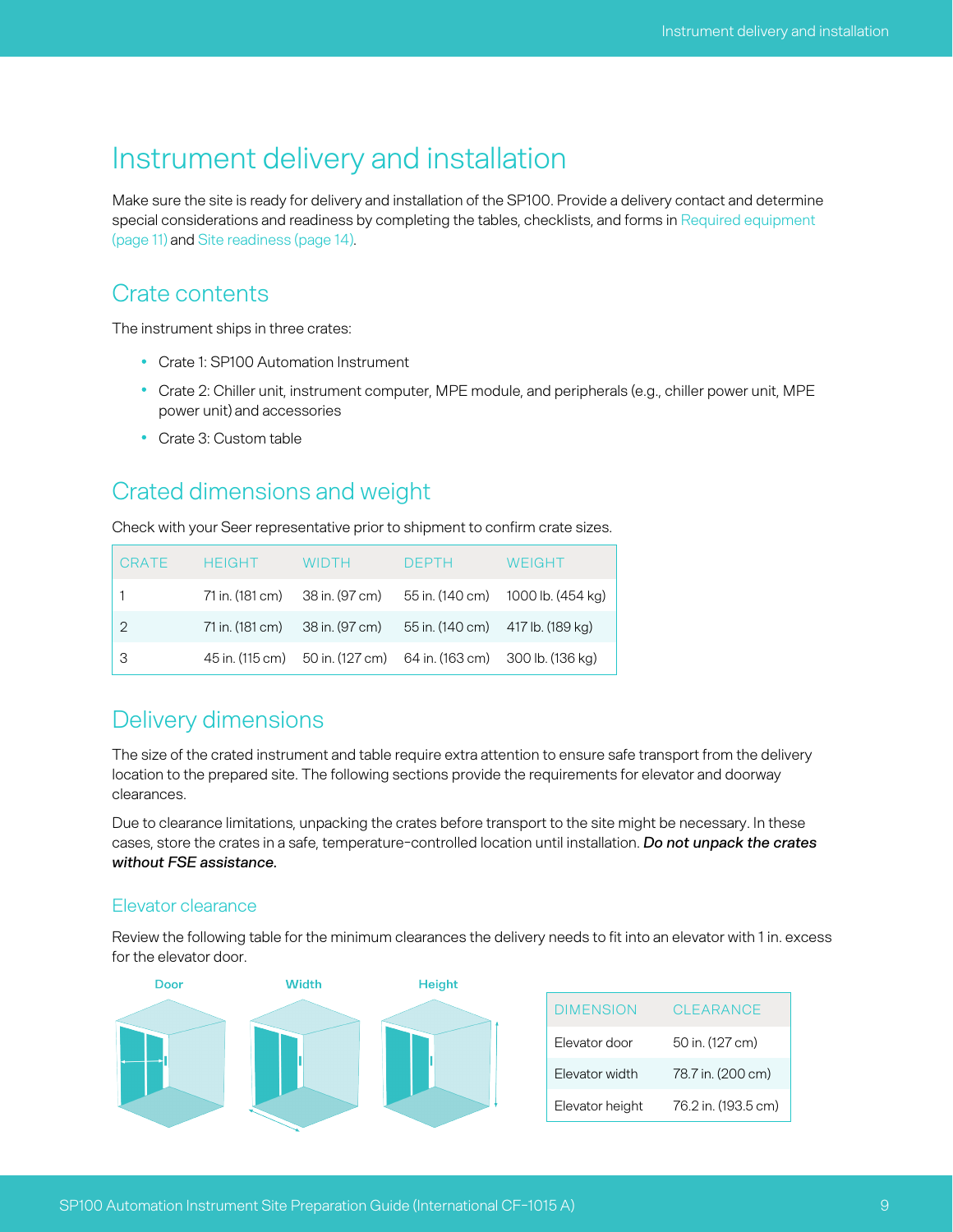# Instrument delivery and installation

Make sure the site is ready for delivery and installation of the SP100. Provide a delivery contact and determine special considerations and readiness by completing the tables, checklists, and forms in Required equipment (page 11) and Site readiness (page 14).

## Crate contents

The instrument ships in three crates:

- Crate 1: SP100 Automation Instrument
- Crate 2: Chiller unit, instrument computer, MPE module, and peripherals (e.g., chiller power unit, MPE power unit) and accessories
- Crate 3: Custom table

## Crated dimensions and weight

Check with your Seer representative prior to shipment to confirm crate sizes.

| CRATE | HEIGHT | WIDTH | DEPTH | WEIGHT |
|---|---|---|---|---|
| 1 | 71 in. (181 cm) | 38 in. (97 cm) | 55 in. (140 cm) | 1000 lb. (454 kg) |
| 2 | 71 in. (181 cm) | 38 in. (97 cm) | 55 in. (140 cm) | 417 lb. (189 kg) |
| 3 | 45 in. (115 cm) | 50 in. (127 cm) | 64 in. (163 cm) | 300 lb. (136 kg) |

## Delivery dimensions

The size of the crated instrument and table require extra attention to ensure safe transport from the delivery location to the prepared site. The following sections provide the requirements for elevator and doorway clearances.

Due to clearance limitations, unpacking the crates before transport to the site might be necessary. In these cases, store the crates in a safe, temperature-controlled location until installation. ***Do not unpack the crates without FSE assistance.***

### Elevator clearance

Review the following table for the minimum clearances the delivery needs to fit into an elevator with 1 in. excess for the elevator door.

Door Width Height

| DIMENSION | CLEARANCE |
|---|---|
| Elevator door | 50 in. (127 cm) |
| Elevator width | 78.7 in. (200 cm) |
| Elevator height | 76.2 in. (193.5 cm) |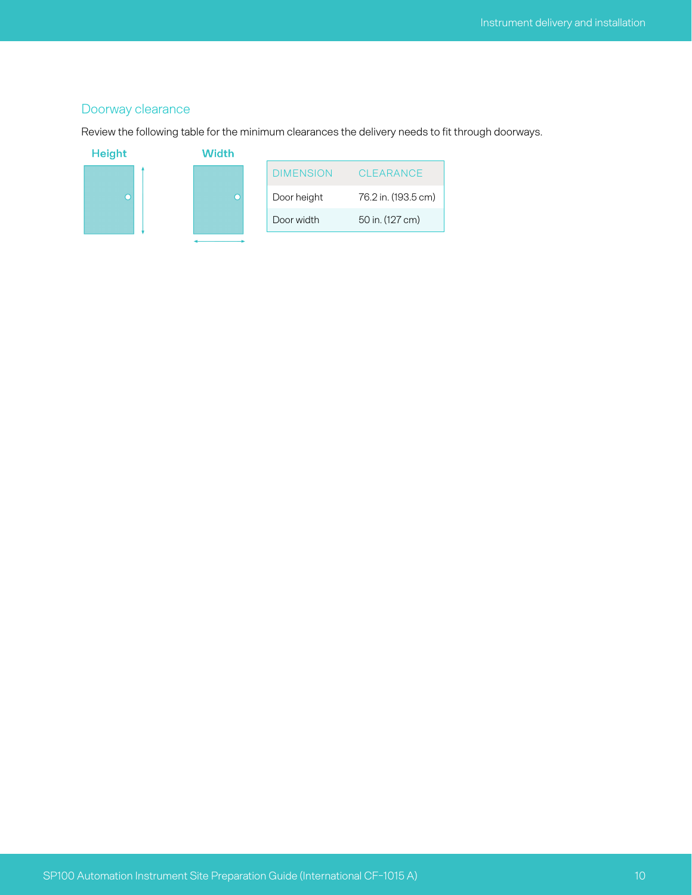## Doorway clearance

Review the following table for the minimum clearances the delivery needs to fit through doorways.

Height

Width

| DIMENSION | CLEARANCE |
|---|---|
| Door height | 76.2 in. (193.5 cm) |
| Door width | 50 in. (127 cm) |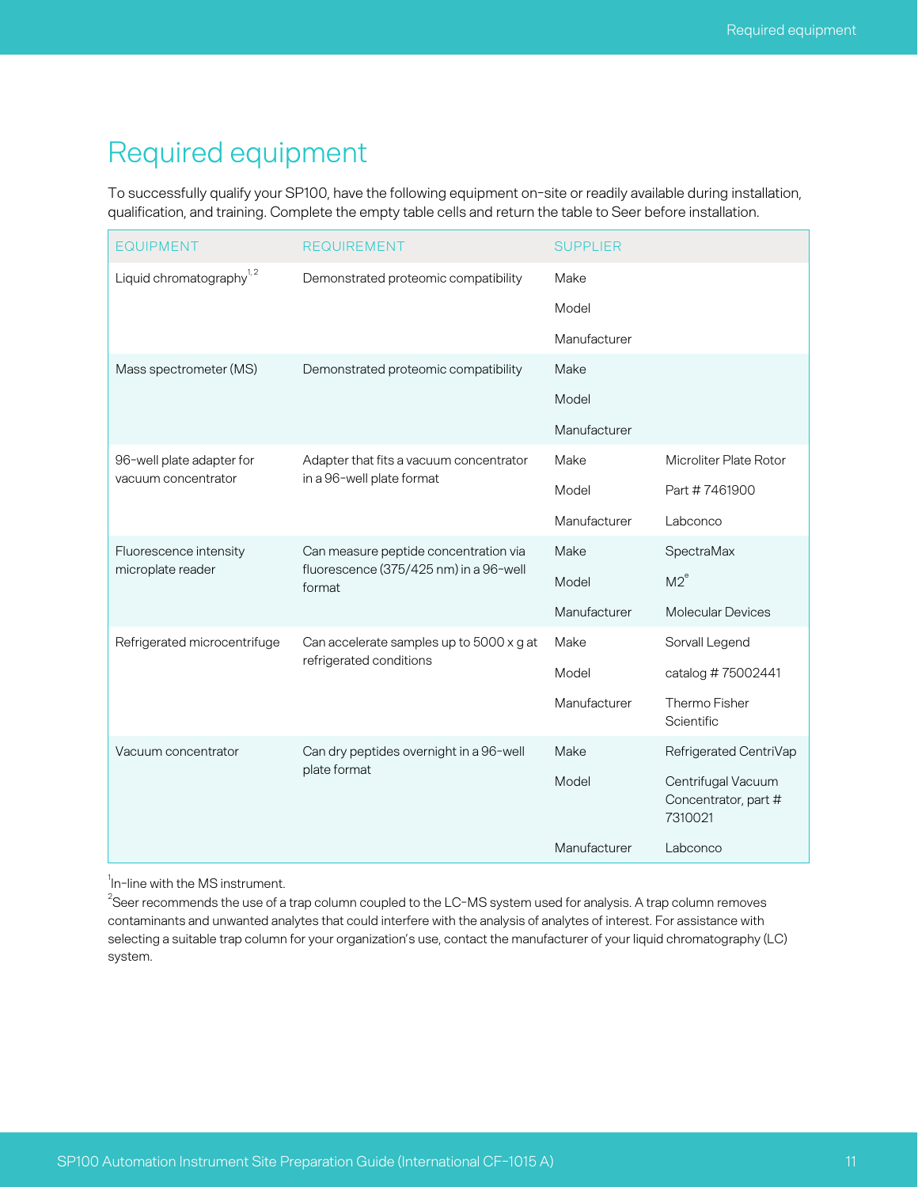# Required equipment

To successfully qualify your SP100, have the following equipment on-site or readily available during installation, qualification, and training. Complete the empty table cells and return the table to Seer before installation.

| EQUIPMENT | REQUIREMENT | SUPPLIER | |
|---|---|---|---|
| Liquid chromatography[1,2] | Demonstrated proteomic compatibility | Make | |
| | | Model | |
| | | Manufacturer | |
| Mass spectrometer (MS) | Demonstrated proteomic compatibility | Make | |
| | | Model | |
| | | Manufacturer | |
| 96-well plate adapter for vacuum concentrator | Adapter that fits a vacuum concentrator in a 96-well plate format | Make | Microliter Plate Rotor |
| | | Model | Part # 7461900 |
| | | Manufacturer | Labconco |
| Fluorescence intensity microplate reader | Can measure peptide concentration via fluorescence (375/425 nm) in a 96-well format | Make | SpectraMax |
| | | Model | M2[e] |
| | | Manufacturer | Molecular Devices |
| Refrigerated microcentrifuge | Can accelerate samples up to 5000 x g at refrigerated conditions | Make | Sorvall Legend |
| | | Model | catalog # 75002441 |
| | | Manufacturer | Thermo Fisher Scientific |
| Vacuum concentrator | Can dry peptides overnight in a 96-well plate format | Make | Refrigerated CentriVap |
| | | Model | Centrifugal Vacuum Concentrator, part # 7310021 |
| | | Manufacturer | Labconco |

[1]In-line with the MS instrument.

[2]Seer recommends the use of a trap column coupled to the LC-MS system used for analysis. A trap column removes contaminants and unwanted analytes that could interfere with the analysis of analytes of interest. For assistance with selecting a suitable trap column for your organization's use, contact the manufacturer of your liquid chromatography (LC) system.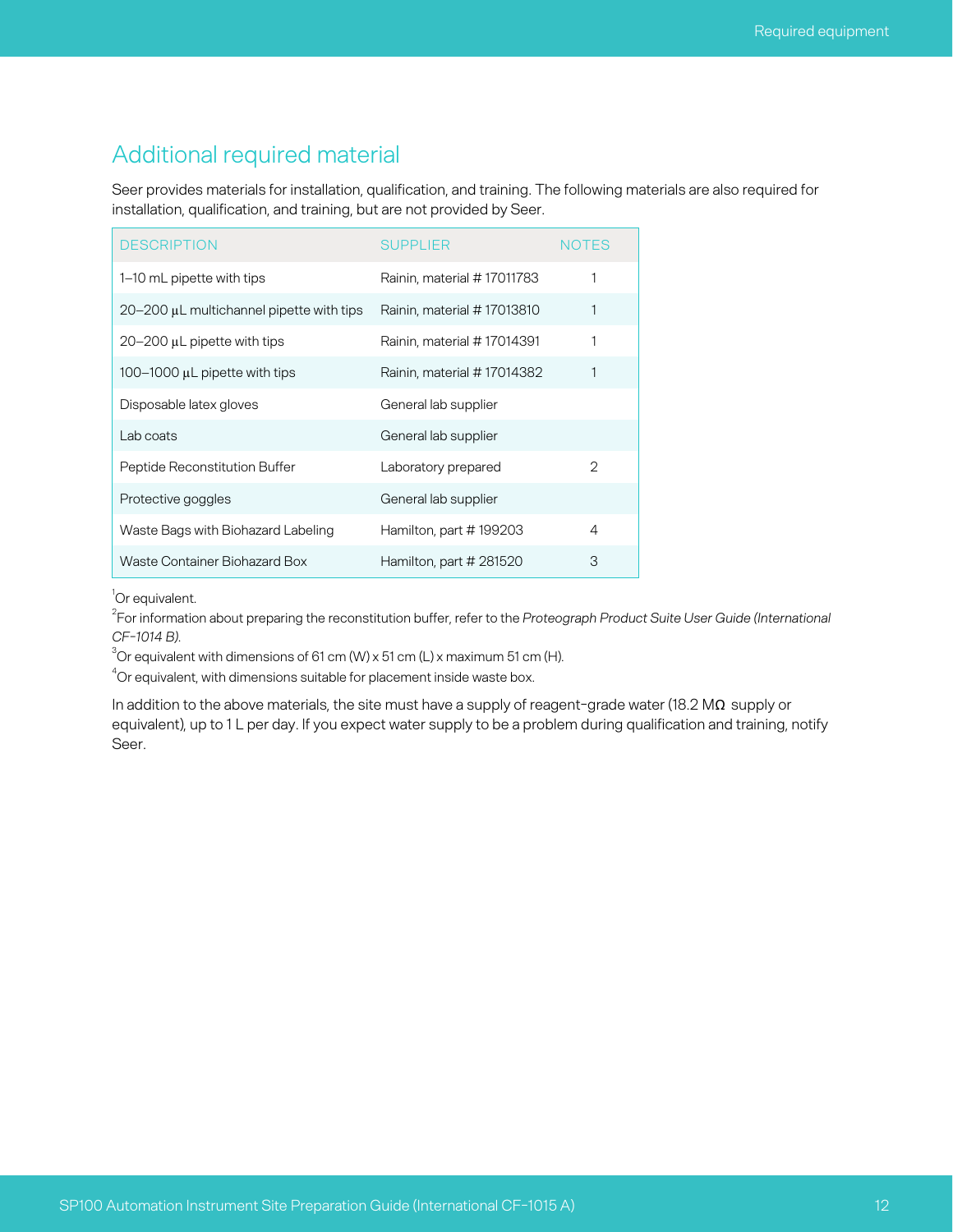## Additional required material

Seer provides materials for installation, qualification, and training. The following materials are also required for installation, qualification, and training, but are not provided by Seer.

| DESCRIPTION | SUPPLIER | NOTES |
| --- | --- | --- |
| 1–10 mL pipette with tips | Rainin, material # 17011783 | 1 |
| 20–200 µL multichannel pipette with tips | Rainin, material # 17013810 | 1 |
| 20–200 µL pipette with tips | Rainin, material # 17014391 | 1 |
| 100–1000 µL pipette with tips | Rainin, material # 17014382 | 1 |
| Disposable latex gloves | General lab supplier | |
| Lab coats | General lab supplier | |
| Peptide Reconstitution Buffer | Laboratory prepared | 2 |
| Protective goggles | General lab supplier | |
| Waste Bags with Biohazard Labeling | Hamilton, part # 199203 | 4 |
| Waste Container Biohazard Box | Hamilton, part # 281520 | 3 |

[1]Or equivalent.

[2]For information about preparing the reconstitution buffer, refer to the *Proteograph Product Suite User Guide (International CF-1014 B).*

[3]Or equivalent with dimensions of 61 cm (W) x 51 cm (L) x maximum 51 cm (H).

[4]Or equivalent, with dimensions suitable for placement inside waste box.

In addition to the above materials, the site must have a supply of reagent-grade water (18.2 MΩ supply or equivalent), up to 1 L per day. If you expect water supply to be a problem during qualification and training, notify Seer.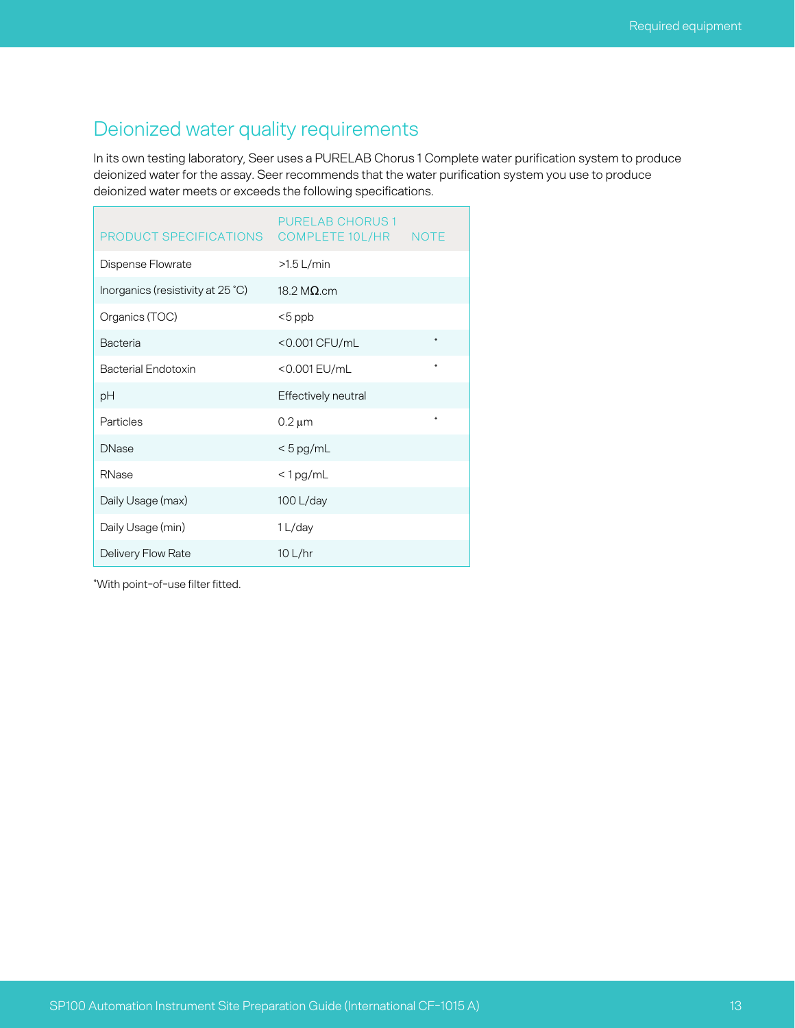## Deionized water quality requirements

In its own testing laboratory, Seer uses a PURELAB Chorus 1 Complete water purification system to produce deionized water for the assay. Seer recommends that the water purification system you use to produce deionized water meets or exceeds the following specifications.

| PRODUCT SPECIFICATIONS | PURELAB CHORUS 1 COMPLETE 10L/HR | NOTE |
|---|---|---|
| Dispense Flowrate | >1.5 L/min | |
| Inorganics (resistivity at 25 °C) | 18.2 MΩ.cm | |
| Organics (TOC) | <5 ppb | |
| Bacteria | <0.001 CFU/mL | * |
| Bacterial Endotoxin | <0.001 EU/mL | * |
| pH | Effectively neutral | |
| Particles | 0.2 µm | * |
| DNase | < 5 pg/mL | |
| RNase | < 1 pg/mL | |
| Daily Usage (max) | 100 L/day | |
| Daily Usage (min) | 1 L/day | |
| Delivery Flow Rate | 10 L/hr | |

*With point-of-use filter fitted.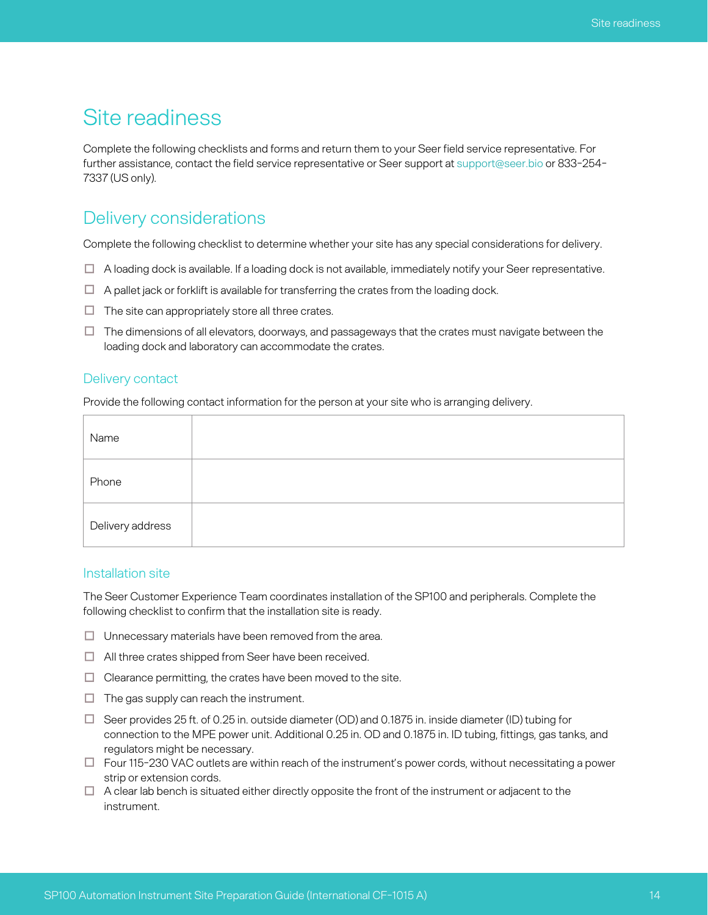# Site readiness

Complete the following checklists and forms and return them to your Seer field service representative. For further assistance, contact the field service representative or Seer support at support@seer.bio or 833-254-7337 (US only).

## Delivery considerations

Complete the following checklist to determine whether your site has any special considerations for delivery.

- ☐ A loading dock is available. If a loading dock is not available, immediately notify your Seer representative.
- ☐ A pallet jack or forklift is available for transferring the crates from the loading dock.
- ☐ The site can appropriately store all three crates.
- ☐ The dimensions of all elevators, doorways, and passageways that the crates must navigate between the loading dock and laboratory can accommodate the crates.

### Delivery contact

Provide the following contact information for the person at your site who is arranging delivery.

| | |
|---|---|
| Name | |
| Phone | |
| Delivery address | |

### Installation site

The Seer Customer Experience Team coordinates installation of the SP100 and peripherals. Complete the following checklist to confirm that the installation site is ready.

- ☐ Unnecessary materials have been removed from the area.
- ☐ All three crates shipped from Seer have been received.
- ☐ Clearance permitting, the crates have been moved to the site.
- ☐ The gas supply can reach the instrument.
- ☐ Seer provides 25 ft. of 0.25 in. outside diameter (OD) and 0.1875 in. inside diameter (ID) tubing for connection to the MPE power unit. Additional 0.25 in. OD and 0.1875 in. ID tubing, fittings, gas tanks, and regulators might be necessary.
- ☐ Four 115-230 VAC outlets are within reach of the instrument's power cords, without necessitating a power strip or extension cords.
- ☐ A clear lab bench is situated either directly opposite the front of the instrument or adjacent to the instrument.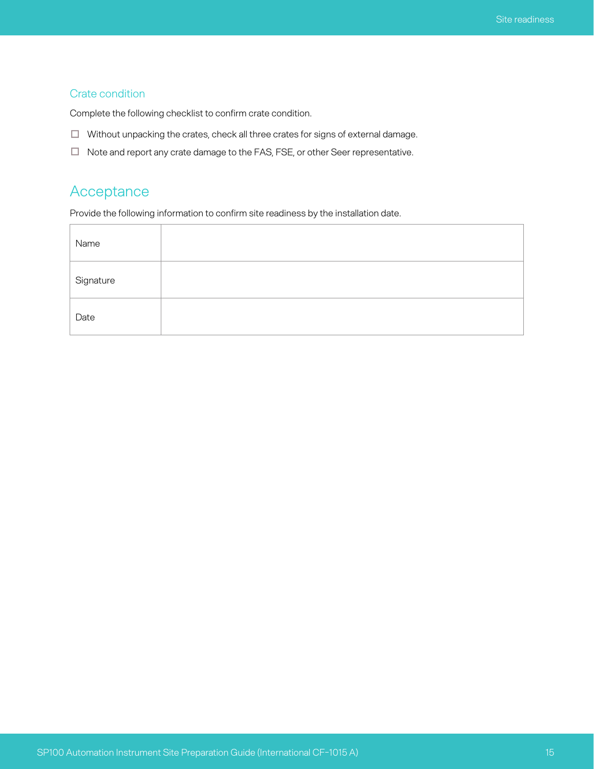### Crate condition

Complete the following checklist to confirm crate condition.

- ☐ Without unpacking the crates, check all three crates for signs of external damage.
- ☐ Note and report any crate damage to the FAS, FSE, or other Seer representative.

## Acceptance

Provide the following information to confirm site readiness by the installation date.

| | |
|---|---|
| Name | |
| Signature | |
| Date | |